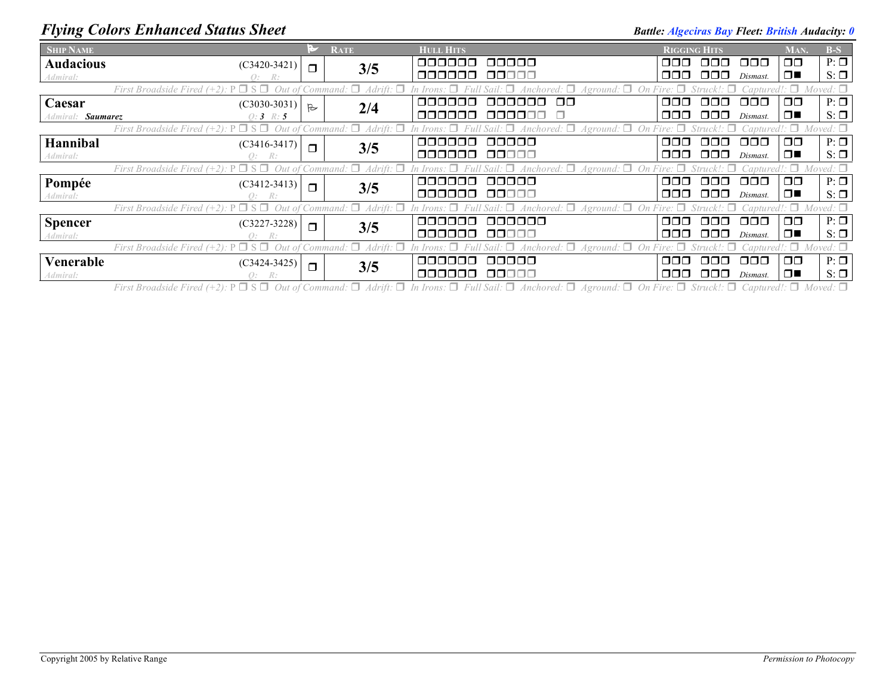# Flying Colors Enhanced Status Sheet

***Battle:*** ***Algeciras Bay*** ***Fleet:*** ***British*** ***Audacity:*** ***0***

| Ship Name | | Flag | Rate | Hull Hits | Rigging Hits | Man. | B-S |
|---|---|---|---|---|---|---|---|
| **Audacious** *Admiral:* | (C3420-3421) *Q: R:* | ❒ | 3/5 | ❒❒❒❒❒❒ ❒❒❒❒❒ / ❒❒❒❒❒❒ ❒❒❒❒❒ | ❒❒❒ ❒❒❒ ❒❒❒ / ❒❒❒ ❒❒❒ *Dismast.* | ❒❒ / ❒■ | P: ❒ / S: ❒ |
| *First Broadside Fired (+2):* P ❒ S ❒ *Out of Command:* ❒ *Adrift:* ❒ *In Irons:* ❒ *Full Sail:* ❒ *Anchored:* ❒ *Aground:* ❒ *On Fire:* ❒ *Struck!:* ❒ *Captured!:* ❒ *Moved:* ❒ | | | | | | | |
| **Caesar** *Admiral:* ***Saumarez*** | (C3030-3031) *Q:* ***3*** *R:* ***5*** | ⚐ | 2/4 | ❒❒❒❒❒❒ ❒❒❒❒❒❒ ❒❒ / ❒❒❒❒❒❒ ❒❒❒❒❒❒ ❒ | ❒❒❒ ❒❒❒ ❒❒❒ / ❒❒❒ ❒❒❒ *Dismast.* | ❒❒ / ❒■ | P: ❒ / S: ❒ |
| *First Broadside Fired (+2):* P ❒ S ❒ *Out of Command:* ❒ *Adrift:* ❒ *In Irons:* ❒ *Full Sail:* ❒ *Anchored:* ❒ *Aground:* ❒ *On Fire:* ❒ *Struck!:* ❒ *Captured!:* ❒ *Moved:* ❒ | | | | | | | |
| **Hannibal** *Admiral:* | (C3416-3417) *Q: R:* | ❒ | 3/5 | ❒❒❒❒❒❒ ❒❒❒❒❒ / ❒❒❒❒❒❒ ❒❒❒❒❒ | ❒❒❒ ❒❒❒ ❒❒❒ / ❒❒❒ ❒❒❒ *Dismast.* | ❒❒ / ❒■ | P: ❒ / S: ❒ |
| *First Broadside Fired (+2):* P ❒ S ❒ *Out of Command:* ❒ *Adrift:* ❒ *In Irons:* ❒ *Full Sail:* ❒ *Anchored:* ❒ *Aground:* ❒ *On Fire:* ❒ *Struck!:* ❒ *Captured!:* ❒ *Moved:* ❒ | | | | | | | |
| **Pompée** *Admiral:* | (C3412-3413) *Q: R:* | ❒ | 3/5 | ❒❒❒❒❒❒ ❒❒❒❒❒ / ❒❒❒❒❒❒ ❒❒❒❒❒ | ❒❒❒ ❒❒❒ ❒❒❒ / ❒❒❒ ❒❒❒ *Dismast.* | ❒❒ / ❒■ | P: ❒ / S: ❒ |
| *First Broadside Fired (+2):* P ❒ S ❒ *Out of Command:* ❒ *Adrift:* ❒ *In Irons:* ❒ *Full Sail:* ❒ *Anchored:* ❒ *Aground:* ❒ *On Fire:* ❒ *Struck!:* ❒ *Captured!:* ❒ *Moved:* ❒ | | | | | | | |
| **Spencer** *Admiral:* | (C3227-3228) *Q: R:* | ❒ | 3/5 | ❒❒❒❒❒❒ ❒❒❒❒❒❒ / ❒❒❒❒❒❒ ❒❒❒❒❒ | ❒❒❒ ❒❒❒ ❒❒❒ / ❒❒❒ ❒❒❒ *Dismast.* | ❒❒ / ❒■ | P: ❒ / S: ❒ |
| *First Broadside Fired (+2):* P ❒ S ❒ *Out of Command:* ❒ *Adrift:* ❒ *In Irons:* ❒ *Full Sail:* ❒ *Anchored:* ❒ *Aground:* ❒ *On Fire:* ❒ *Struck!:* ❒ *Captured!:* ❒ *Moved:* ❒ | | | | | | | |
| **Venerable** *Admiral:* | (C3424-3425) *Q: R:* | ❒ | 3/5 | ❒❒❒❒❒❒ ❒❒❒❒❒ / ❒❒❒❒❒❒ ❒❒❒❒❒ | ❒❒❒ ❒❒❒ ❒❒❒ / ❒❒❒ ❒❒❒ *Dismast.* | ❒❒ / ❒■ | P: ❒ / S: ❒ |
| *First Broadside Fired (+2):* P ❒ S ❒ *Out of Command:* ❒ *Adrift:* ❒ *In Irons:* ❒ *Full Sail:* ❒ *Anchored:* ❒ *Aground:* ❒ *On Fire:* ❒ *Struck!:* ❒ *Captured!:* ❒ *Moved:* ❒ | | | | | | | |

Copyright 2005 by Relative Range

*Permission to Photocopy*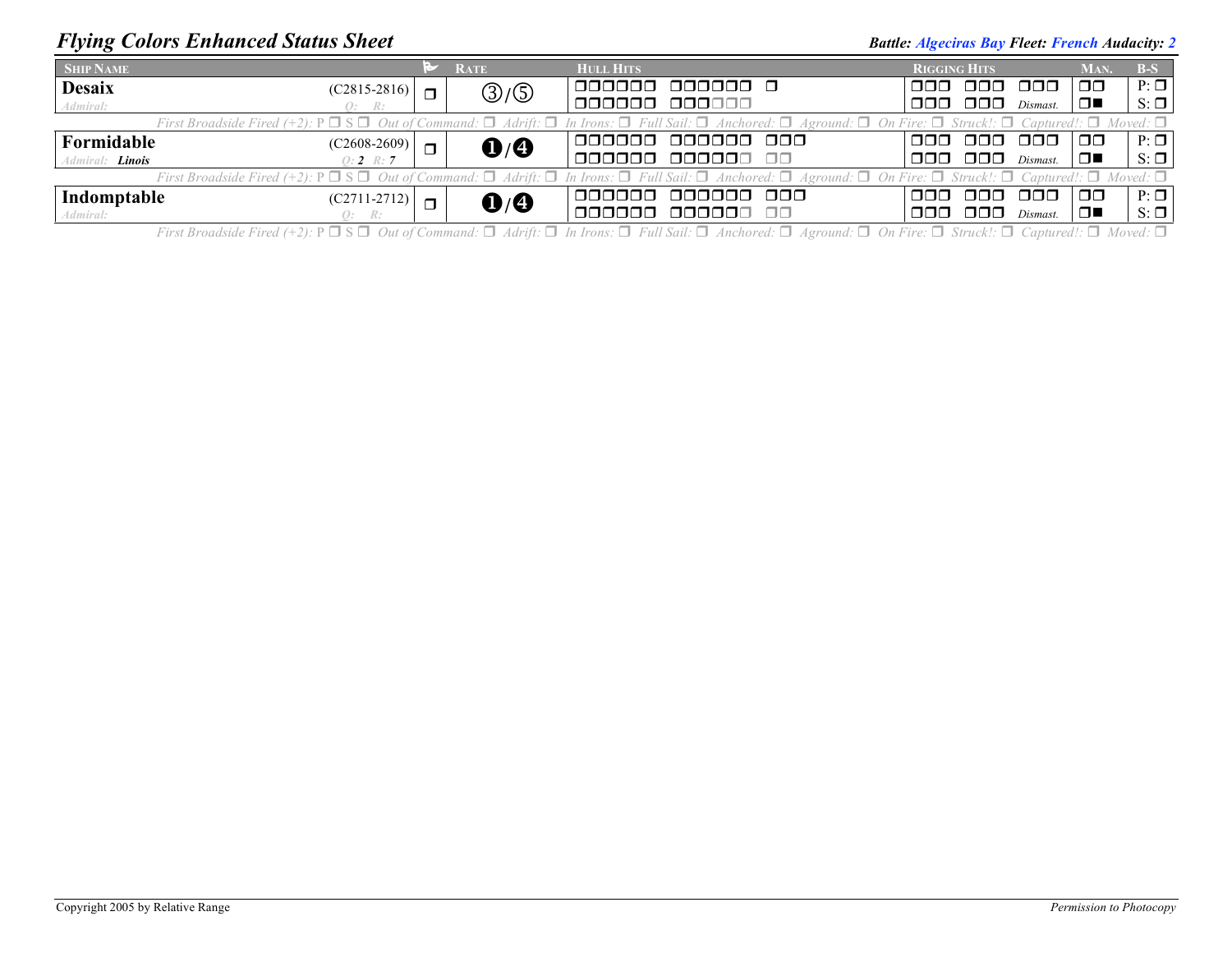## *Flying Colors Enhanced Status Sheet*

***Battle:*** ***Algeciras Bay*** ***Fleet:*** ***French*** ***Audacity:*** ***2***

| Ship Name | | Flag | Rate | Hull Hits | Rigging Hits | Man. | B-S |
|---|---|---|---|---|---|---|---|
| **Desaix** *Admiral:* | (C2815-2816) *Q: R:* | ❒ | ③/⑤ | ❒❒❒❒❒❒ ❒❒❒❒❒❒ ❒ / ❒❒❒❒❒❒ ❒❒❒❒❒❒ | ❒❒❒ ❒❒❒ ❒❒❒ / ❒❒❒ ❒❒❒ *Dismast.* | ❒❒ / ❒■ | P: ❒ / S: ❒ |
| *First Broadside Fired (+2):* P ❒ S ❒ *Out of Command:* ❒ *Adrift:* ❒ *In Irons:* ❒ *Full Sail:* ❒ *Anchored:* ❒ *Aground:* ❒ *On Fire:* ❒ *Struck!:* ❒ *Captured!:* ❒ *Moved:* ❒ | | | | | | | |
| **Formidable** *Admiral:* ***Linois*** | (C2608-2609) *Q:* ***2*** *R:* ***7*** | ❒ | ❶/❹ | ❒❒❒❒❒❒ ❒❒❒❒❒❒ ❒❒❒ / ❒❒❒❒❒❒ ❒❒❒❒❒❒ ❒❒ | ❒❒❒ ❒❒❒ ❒❒❒ / ❒❒❒ ❒❒❒ *Dismast.* | ❒❒ / ❒■ | P: ❒ / S: ❒ |
| *First Broadside Fired (+2):* P ❒ S ❒ *Out of Command:* ❒ *Adrift:* ❒ *In Irons:* ❒ *Full Sail:* ❒ *Anchored:* ❒ *Aground:* ❒ *On Fire:* ❒ *Struck!:* ❒ *Captured!:* ❒ *Moved:* ❒ | | | | | | | |
| **Indomptable** *Admiral:* | (C2711-2712) *Q: R:* | ❒ | ❶/❹ | ❒❒❒❒❒❒ ❒❒❒❒❒❒ ❒❒❒ / ❒❒❒❒❒❒ ❒❒❒❒❒❒ ❒❒ | ❒❒❒ ❒❒❒ ❒❒❒ / ❒❒❒ ❒❒❒ *Dismast.* | ❒❒ / ❒■ | P: ❒ / S: ❒ |
| *First Broadside Fired (+2):* P ❒ S ❒ *Out of Command:* ❒ *Adrift:* ❒ *In Irons:* ❒ *Full Sail:* ❒ *Anchored:* ❒ *Aground:* ❒ *On Fire:* ❒ *Struck!:* ❒ *Captured!:* ❒ *Moved:* ❒ | | | | | | | |

Copyright 2005 by Relative Range — *Permission to Photocopy*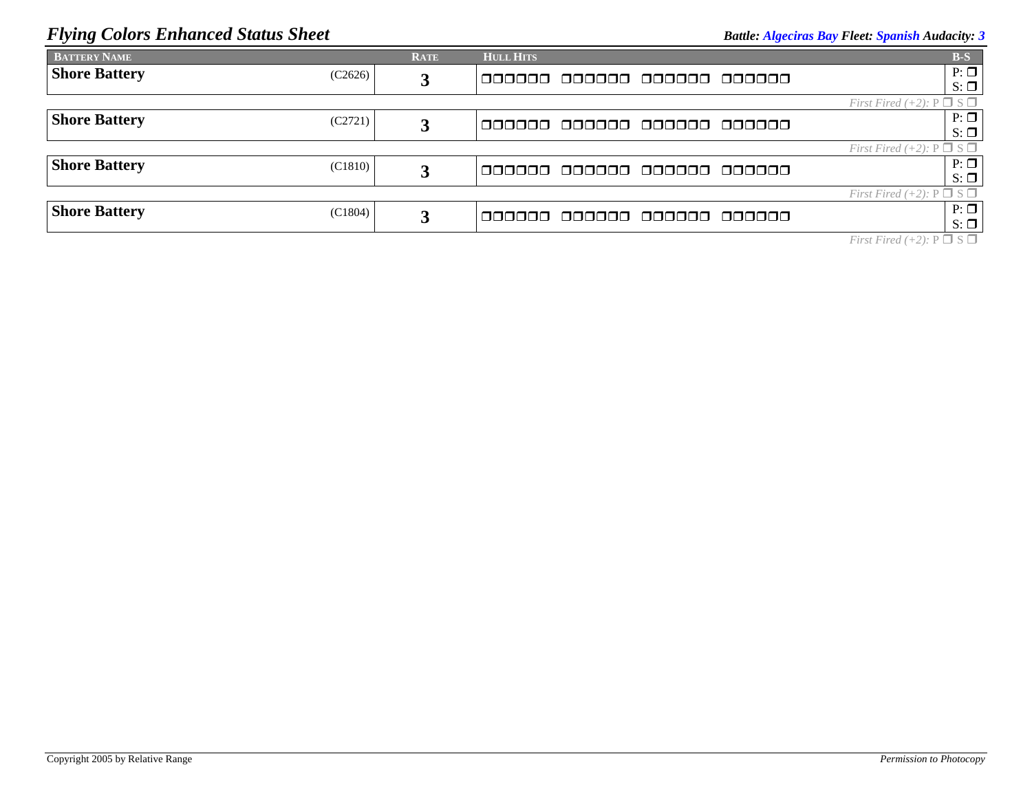# Flying Colors Enhanced Status Sheet

***Battle: Algeciras Bay Fleet: Spanish Audacity: 3***

| BATTERY NAME | | RATE | HULL HITS | B-S |
|---|---|---|---|---|
| **Shore Battery** | (C2626) | **3** | ❒❒❒❒❒❒ ❒❒❒❒❒❒ ❒❒❒❒❒❒ ❒❒❒❒❒❒ | P: ❒ S: ❒ |
| | | | | *First Fired (+2):* P ❒ S ❒ |
| **Shore Battery** | (C2721) | **3** | ❒❒❒❒❒❒ ❒❒❒❒❒❒ ❒❒❒❒❒❒ ❒❒❒❒❒❒ | P: ❒ S: ❒ |
| | | | | *First Fired (+2):* P ❒ S ❒ |
| **Shore Battery** | (C1810) | **3** | ❒❒❒❒❒❒ ❒❒❒❒❒❒ ❒❒❒❒❒❒ ❒❒❒❒❒❒ | P: ❒ S: ❒ |
| | | | | *First Fired (+2):* P ❒ S ❒ |
| **Shore Battery** | (C1804) | **3** | ❒❒❒❒❒❒ ❒❒❒❒❒❒ ❒❒❒❒❒❒ ❒❒❒❒❒❒ | P: ❒ S: ❒ |
| | | | | *First Fired (+2):* P ❒ S ❒ |

Copyright 2005 by Relative Range

*Permission to Photocopy*